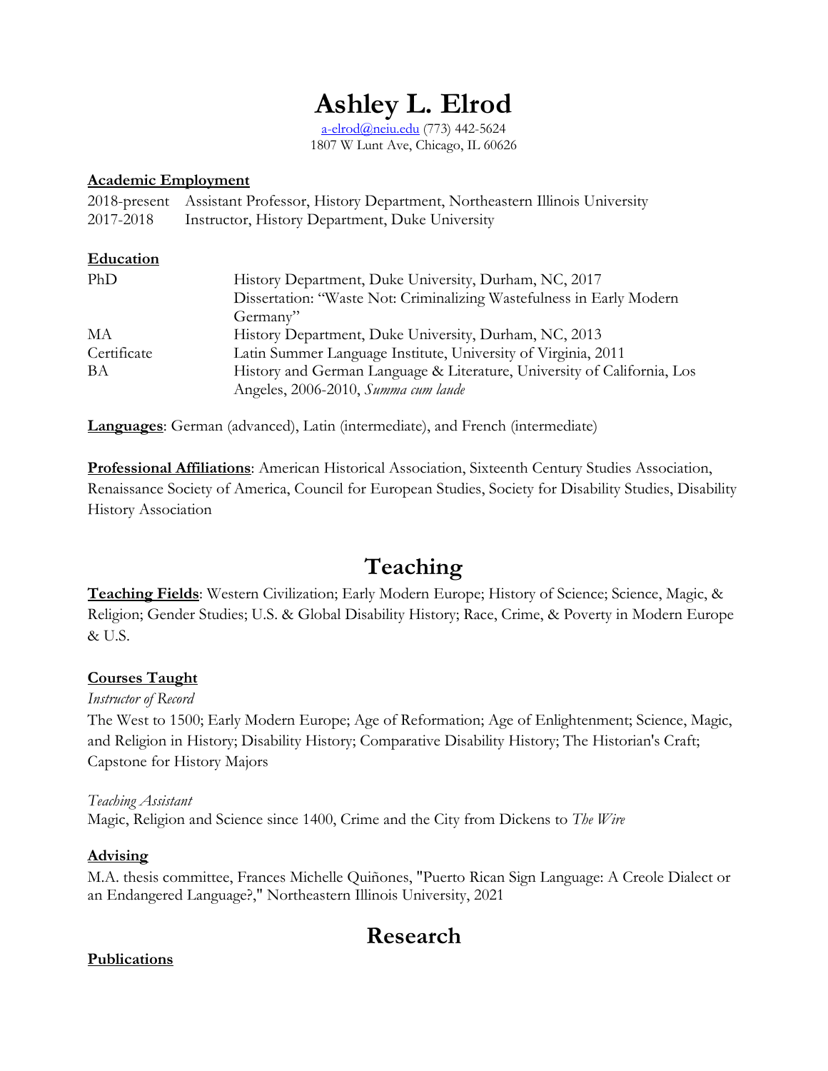# Ashley L. Elrod

a-elrod@neiu.edu (773) 442-5624
1807 W Lunt Ave, Chicago, IL 60626

**Academic Employment**

2018-present Assistant Professor, History Department, Northeastern Illinois University
2017-2018 Instructor, History Department, Duke University

**Education**

| | |
|---|---|
| PhD | History Department, Duke University, Durham, NC, 2017<br>Dissertation: "Waste Not: Criminalizing Wastefulness in Early Modern Germany" |
| MA | History Department, Duke University, Durham, NC, 2013 |
| Certificate | Latin Summer Language Institute, University of Virginia, 2011 |
| BA | History and German Language & Literature, University of California, Los Angeles, 2006-2010, *Summa cum laude* |

**Languages**: German (advanced), Latin (intermediate), and French (intermediate)

**Professional Affiliations**: American Historical Association, Sixteenth Century Studies Association, Renaissance Society of America, Council for European Studies, Society for Disability Studies, Disability History Association

## Teaching

**Teaching Fields**: Western Civilization; Early Modern Europe; History of Science; Science, Magic, & Religion; Gender Studies; U.S. & Global Disability History; Race, Crime, & Poverty in Modern Europe & U.S.

**Courses Taught**

*Instructor of Record*

The West to 1500; Early Modern Europe; Age of Reformation; Age of Enlightenment; Science, Magic, and Religion in History; Disability History; Comparative Disability History; The Historian's Craft; Capstone for History Majors

*Teaching Assistant*

Magic, Religion and Science since 1400, Crime and the City from Dickens to *The Wire*

**Advising**

M.A. thesis committee, Frances Michelle Quiñones, "Puerto Rican Sign Language: A Creole Dialect or an Endangered Language?," Northeastern Illinois University, 2021

## Research

**Publications**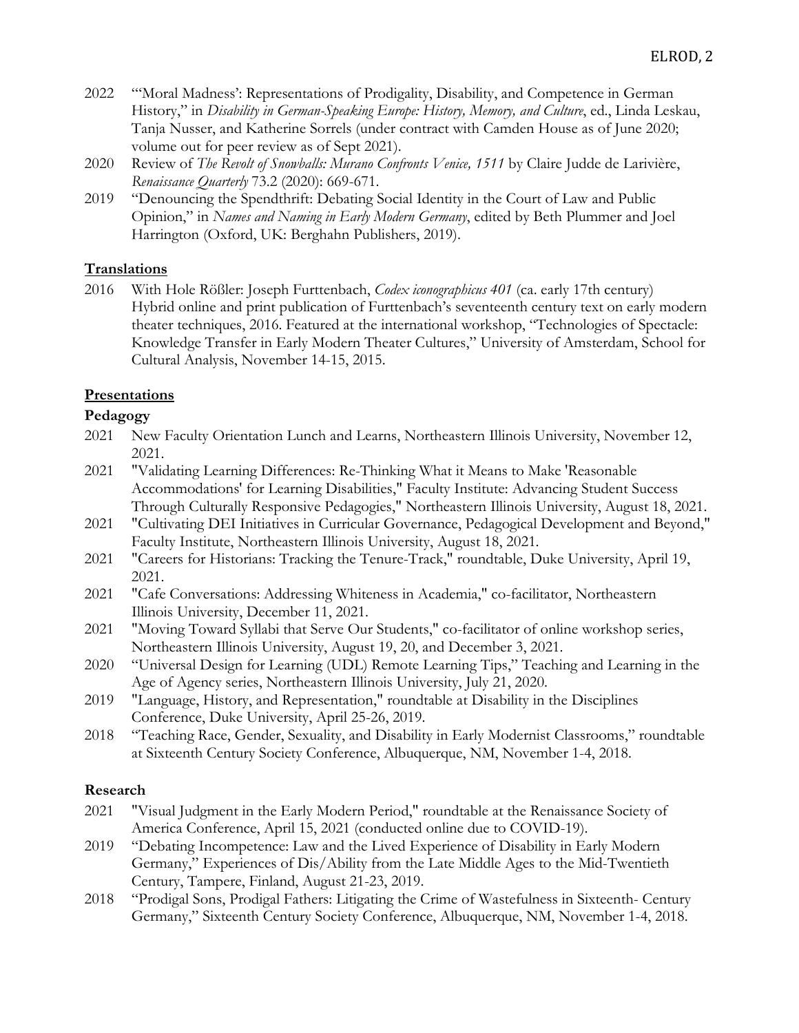2022 "'Moral Madness': Representations of Prodigality, Disability, and Competence in German History," in *Disability in German-Speaking Europe: History, Memory, and Culture*, ed., Linda Leskau, Tanja Nusser, and Katherine Sorrels (under contract with Camden House as of June 2020; volume out for peer review as of Sept 2021).

2020 Review of *The Revolt of Snowballs: Murano Confronts Venice, 1511* by Claire Judde de Larivière, *Renaissance Quarterly* 73.2 (2020): 669-671.

2019 "Denouncing the Spendthrift: Debating Social Identity in the Court of Law and Public Opinion," in *Names and Naming in Early Modern Germany*, edited by Beth Plummer and Joel Harrington (Oxford, UK: Berghahn Publishers, 2019).

## Translations

2016 With Hole Rößler: Joseph Furttenbach, *Codex iconographicus 401* (ca. early 17th century) Hybrid online and print publication of Furttenbach's seventeenth century text on early modern theater techniques, 2016. Featured at the international workshop, "Technologies of Spectacle: Knowledge Transfer in Early Modern Theater Cultures," University of Amsterdam, School for Cultural Analysis, November 14-15, 2015.

## Presentations

### Pedagogy

2021 New Faculty Orientation Lunch and Learns, Northeastern Illinois University, November 12, 2021.

2021 "Validating Learning Differences: Re-Thinking What it Means to Make 'Reasonable Accommodations' for Learning Disabilities," Faculty Institute: Advancing Student Success Through Culturally Responsive Pedagogies," Northeastern Illinois University, August 18, 2021.

2021 "Cultivating DEI Initiatives in Curricular Governance, Pedagogical Development and Beyond," Faculty Institute, Northeastern Illinois University, August 18, 2021.

2021 "Careers for Historians: Tracking the Tenure-Track," roundtable, Duke University, April 19, 2021.

2021 "Cafe Conversations: Addressing Whiteness in Academia," co-facilitator, Northeastern Illinois University, December 11, 2021.

2021 "Moving Toward Syllabi that Serve Our Students," co-facilitator of online workshop series, Northeastern Illinois University, August 19, 20, and December 3, 2021.

2020 "Universal Design for Learning (UDL) Remote Learning Tips," Teaching and Learning in the Age of Agency series, Northeastern Illinois University, July 21, 2020.

2019 "Language, History, and Representation," roundtable at Disability in the Disciplines Conference, Duke University, April 25-26, 2019.

2018 "Teaching Race, Gender, Sexuality, and Disability in Early Modernist Classrooms," roundtable at Sixteenth Century Society Conference, Albuquerque, NM, November 1-4, 2018.

### Research

2021 "Visual Judgment in the Early Modern Period," roundtable at the Renaissance Society of America Conference, April 15, 2021 (conducted online due to COVID-19).

2019 "Debating Incompetence: Law and the Lived Experience of Disability in Early Modern Germany," Experiences of Dis/Ability from the Late Middle Ages to the Mid-Twentieth Century, Tampere, Finland, August 21-23, 2019.

2018 "Prodigal Sons, Prodigal Fathers: Litigating the Crime of Wastefulness in Sixteenth- Century Germany," Sixteenth Century Society Conference, Albuquerque, NM, November 1-4, 2018.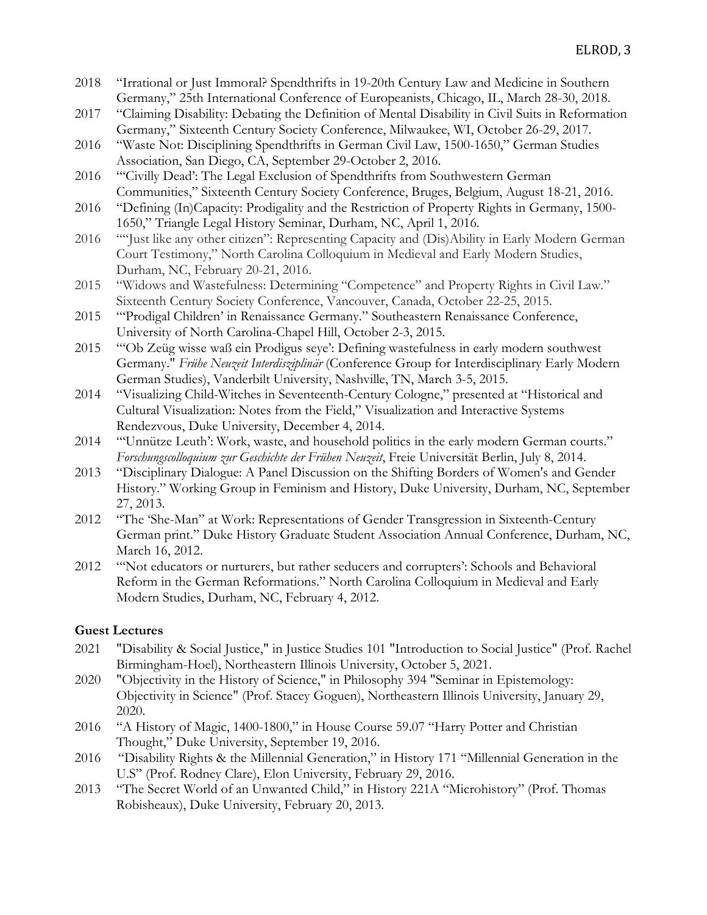2018 "Irrational or Just Immoral? Spendthrifts in 19-20th Century Law and Medicine in Southern Germany," 25th International Conference of Europeanists, Chicago, IL, March 28-30, 2018.

2017 "Claiming Disability: Debating the Definition of Mental Disability in Civil Suits in Reformation Germany," Sixteenth Century Society Conference, Milwaukee, WI, October 26-29, 2017.

2016 "Waste Not: Disciplining Spendthrifts in German Civil Law, 1500-1650," German Studies Association, San Diego, CA, September 29-October 2, 2016.

2016 "'Civilly Dead': The Legal Exclusion of Spendthrifts from Southwestern German Communities," Sixteenth Century Society Conference, Bruges, Belgium, August 18-21, 2016.

2016 "Defining (In)Capacity: Prodigality and the Restriction of Property Rights in Germany, 1500-1650," Triangle Legal History Seminar, Durham, NC, April 1, 2016.

2016 ""Just like any other citizen": Representing Capacity and (Dis)Ability in Early Modern German Court Testimony," North Carolina Colloquium in Medieval and Early Modern Studies, Durham, NC, February 20-21, 2016.

2015 "Widows and Wastefulness: Determining "Competence" and Property Rights in Civil Law." Sixteenth Century Society Conference, Vancouver, Canada, October 22-25, 2015.

2015 "'Prodigal Children' in Renaissance Germany." Southeastern Renaissance Conference, University of North Carolina-Chapel Hill, October 2-3, 2015.

2015 "'Ob Zeüg wisse waß ein Prodigus seye': Defining wastefulness in early modern southwest Germany." *Frühe Neuzeit Interdisziplinär* (Conference Group for Interdisciplinary Early Modern German Studies), Vanderbilt University, Nashville, TN, March 3-5, 2015.

2014 "Visualizing Child-Witches in Seventeenth-Century Cologne," presented at "Historical and Cultural Visualization: Notes from the Field," Visualization and Interactive Systems Rendezvous, Duke University, December 4, 2014.

2014 "'Unnütze Leuth': Work, waste, and household politics in the early modern German courts." *Forschungscolloquium zur Geschichte der Frühen Neuzeit*, Freie Universität Berlin, July 8, 2014.

2013 "Disciplinary Dialogue: A Panel Discussion on the Shifting Borders of Women's and Gender History." Working Group in Feminism and History, Duke University, Durham, NC, September 27, 2013.

2012 "The 'She-Man" at Work: Representations of Gender Transgression in Sixteenth-Century German print." Duke History Graduate Student Association Annual Conference, Durham, NC, March 16, 2012.

2012 "'Not educators or nurturers, but rather seducers and corrupters': Schools and Behavioral Reform in the German Reformations." North Carolina Colloquium in Medieval and Early Modern Studies, Durham, NC, February 4, 2012.

### Guest Lectures

2021 "Disability & Social Justice," in Justice Studies 101 "Introduction to Social Justice" (Prof. Rachel Birmingham-Hoel), Northeastern Illinois University, October 5, 2021.

2020 "Objectivity in the History of Science," in Philosophy 394 "Seminar in Epistemology: Objectivity in Science" (Prof. Stacey Goguen), Northeastern Illinois University, January 29, 2020.

2016 "A History of Magic, 1400-1800," in House Course 59.07 "Harry Potter and Christian Thought," Duke University, September 19, 2016.

2016 "Disability Rights & the Millennial Generation," in History 171 "Millennial Generation in the U.S" (Prof. Rodney Clare), Elon University, February 29, 2016.

2013 "The Secret World of an Unwanted Child," in History 221A "Microhistory" (Prof. Thomas Robisheaux), Duke University, February 20, 2013.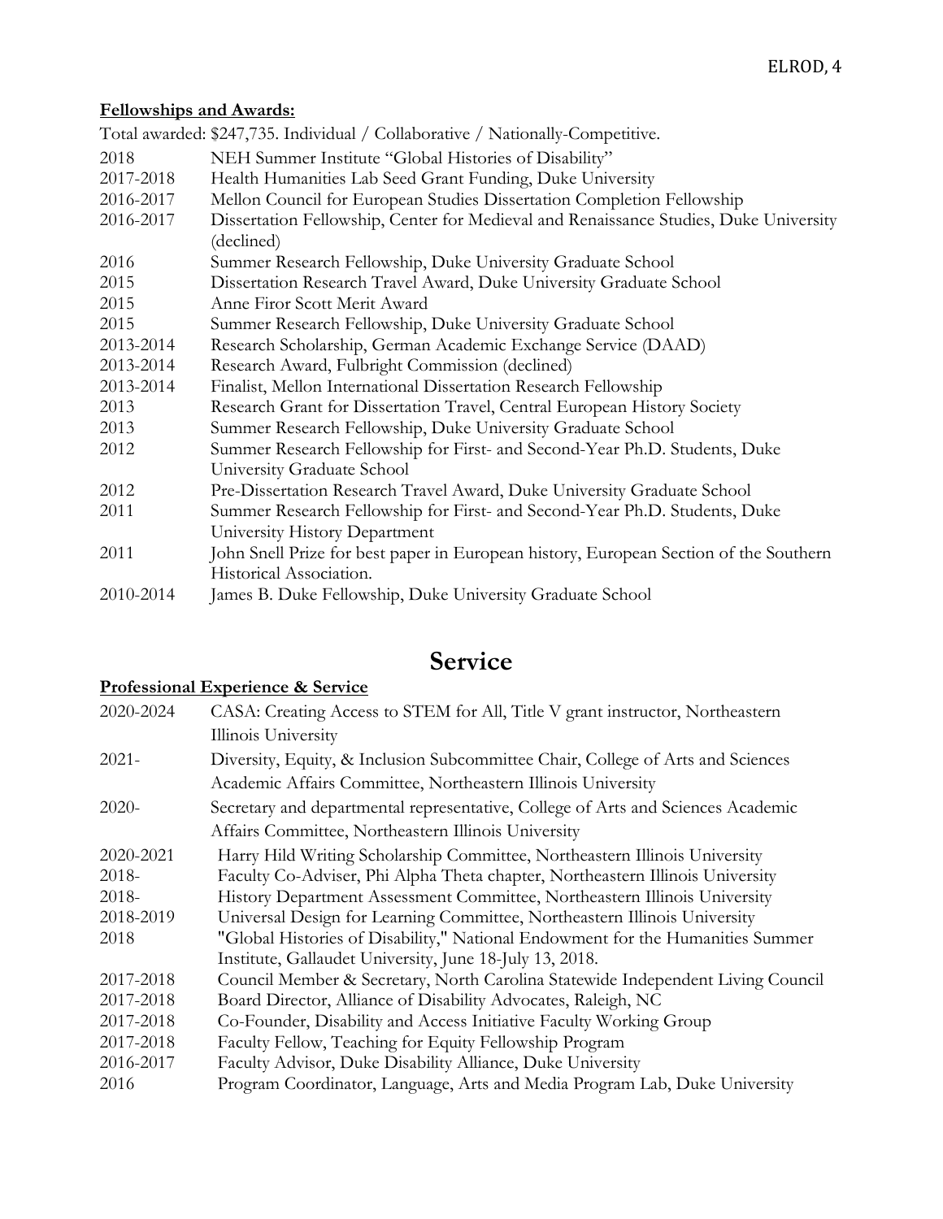**Fellowships and Awards:**

Total awarded: $247,735. Individual / Collaborative / Nationally-Competitive.

| | |
|---|---|
| 2018 | NEH Summer Institute "Global Histories of Disability" |
| 2017-2018 | Health Humanities Lab Seed Grant Funding, Duke University |
| 2016-2017 | Mellon Council for European Studies Dissertation Completion Fellowship |
| 2016-2017 | Dissertation Fellowship, Center for Medieval and Renaissance Studies, Duke University (declined) |
| 2016 | Summer Research Fellowship, Duke University Graduate School |
| 2015 | Dissertation Research Travel Award, Duke University Graduate School |
| 2015 | Anne Firor Scott Merit Award |
| 2015 | Summer Research Fellowship, Duke University Graduate School |
| 2013-2014 | Research Scholarship, German Academic Exchange Service (DAAD) |
| 2013-2014 | Research Award, Fulbright Commission (declined) |
| 2013-2014 | Finalist, Mellon International Dissertation Research Fellowship |
| 2013 | Research Grant for Dissertation Travel, Central European History Society |
| 2013 | Summer Research Fellowship, Duke University Graduate School |
| 2012 | Summer Research Fellowship for First- and Second-Year Ph.D. Students, Duke University Graduate School |
| 2012 | Pre-Dissertation Research Travel Award, Duke University Graduate School |
| 2011 | Summer Research Fellowship for First- and Second-Year Ph.D. Students, Duke University History Department |
| 2011 | John Snell Prize for best paper in European history, European Section of the Southern Historical Association. |
| 2010-2014 | James B. Duke Fellowship, Duke University Graduate School |

# Service

**Professional Experience & Service**

| | |
|---|---|
| 2020-2024 | CASA: Creating Access to STEM for All, Title V grant instructor, Northeastern Illinois University |
| 2021- | Diversity, Equity, & Inclusion Subcommittee Chair, College of Arts and Sciences Academic Affairs Committee, Northeastern Illinois University |
| 2020- | Secretary and departmental representative, College of Arts and Sciences Academic Affairs Committee, Northeastern Illinois University |
| 2020-2021 | Harry Hild Writing Scholarship Committee, Northeastern Illinois University |
| 2018- | Faculty Co-Adviser, Phi Alpha Theta chapter, Northeastern Illinois University |
| 2018- | History Department Assessment Committee, Northeastern Illinois University |
| 2018-2019 | Universal Design for Learning Committee, Northeastern Illinois University |
| 2018 | "Global Histories of Disability," National Endowment for the Humanities Summer Institute, Gallaudet University, June 18-July 13, 2018. |
| 2017-2018 | Council Member & Secretary, North Carolina Statewide Independent Living Council |
| 2017-2018 | Board Director, Alliance of Disability Advocates, Raleigh, NC |
| 2017-2018 | Co-Founder, Disability and Access Initiative Faculty Working Group |
| 2017-2018 | Faculty Fellow, Teaching for Equity Fellowship Program |
| 2016-2017 | Faculty Advisor, Duke Disability Alliance, Duke University |
| 2016 | Program Coordinator, Language, Arts and Media Program Lab, Duke University |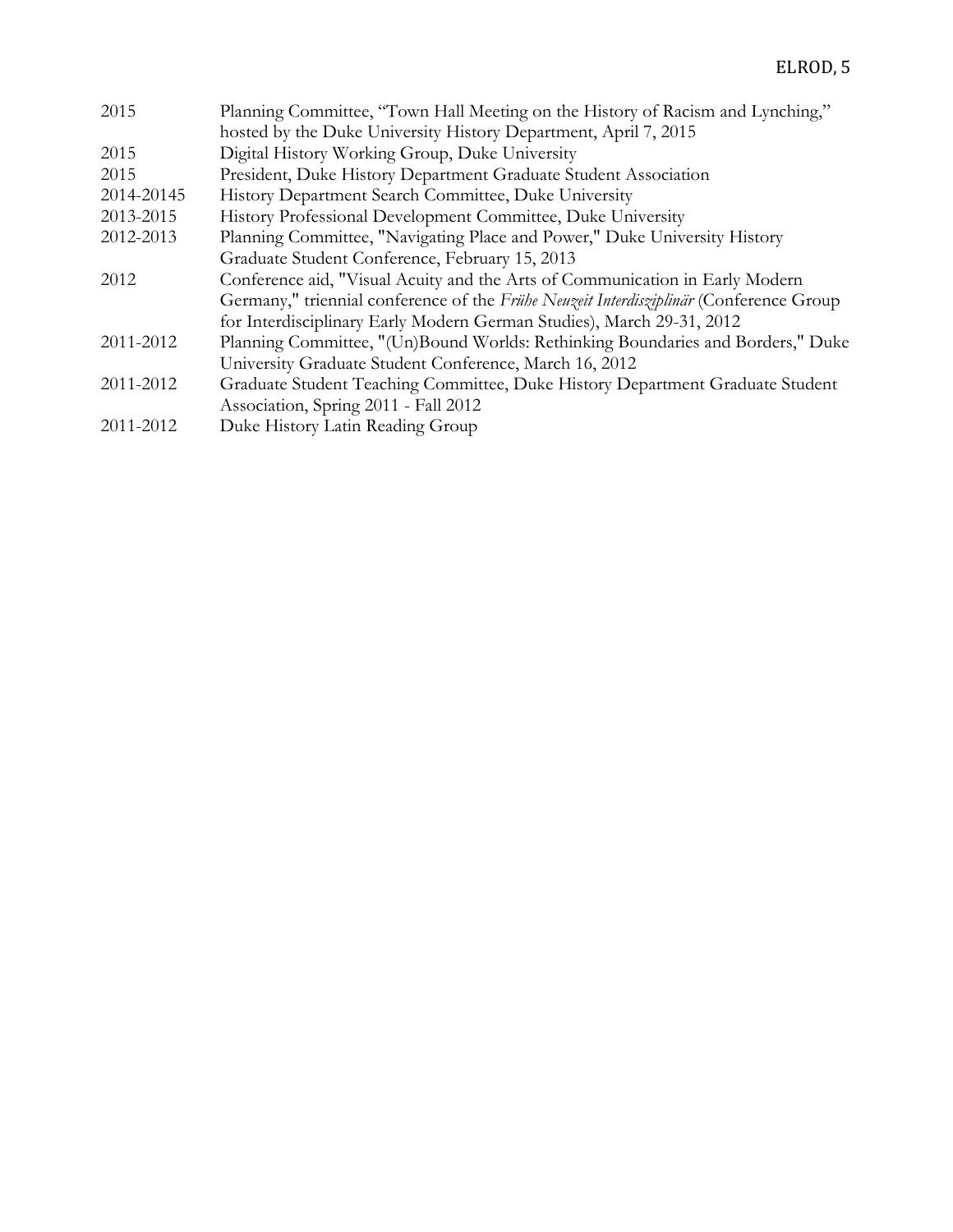| | |
|---|---|
| 2015 | Planning Committee, "Town Hall Meeting on the History of Racism and Lynching," hosted by the Duke University History Department, April 7, 2015 |
| 2015 | Digital History Working Group, Duke University |
| 2015 | President, Duke History Department Graduate Student Association |
| 2014-20145 | History Department Search Committee, Duke University |
| 2013-2015 | History Professional Development Committee, Duke University |
| 2012-2013 | Planning Committee, "Navigating Place and Power," Duke University History Graduate Student Conference, February 15, 2013 |
| 2012 | Conference aid, "Visual Acuity and the Arts of Communication in Early Modern Germany," triennial conference of the *Frühe Neuzeit Interdisziplinär* (Conference Group for Interdisciplinary Early Modern German Studies), March 29-31, 2012 |
| 2011-2012 | Planning Committee, "(Un)Bound Worlds: Rethinking Boundaries and Borders," Duke University Graduate Student Conference, March 16, 2012 |
| 2011-2012 | Graduate Student Teaching Committee, Duke History Department Graduate Student Association, Spring 2011 - Fall 2012 |
| 2011-2012 | Duke History Latin Reading Group |